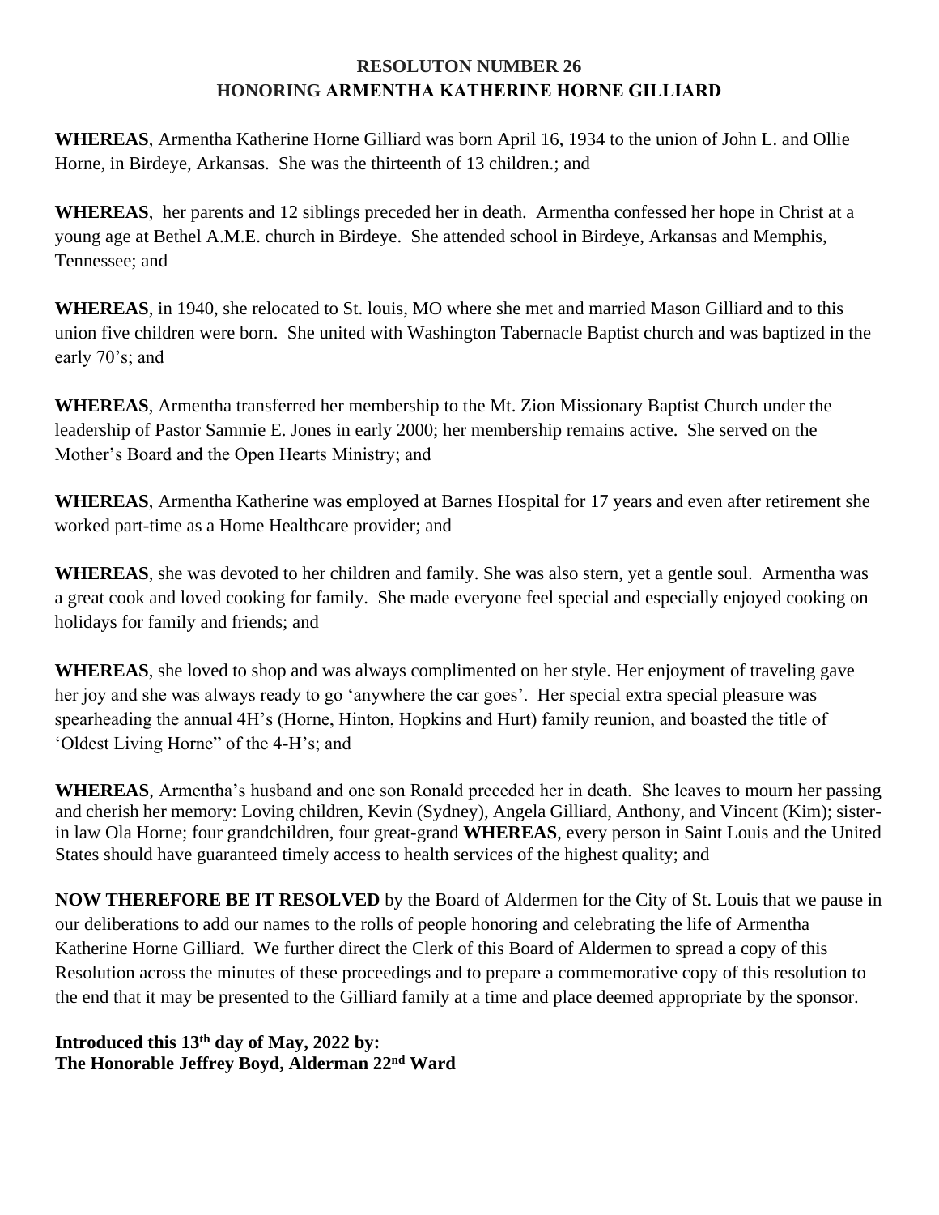**RESOLUTON NUMBER 26**
**HONORING ARMENTHA KATHERINE HORNE GILLIARD**

**WHEREAS**, Armentha Katherine Horne Gilliard was born April 16, 1934 to the union of John L. and Ollie Horne, in Birdeye, Arkansas. She was the thirteenth of 13 children.; and

**WHEREAS**, her parents and 12 siblings preceded her in death. Armentha confessed her hope in Christ at a young age at Bethel A.M.E. church in Birdeye. She attended school in Birdeye, Arkansas and Memphis, Tennessee; and

**WHEREAS**, in 1940, she relocated to St. louis, MO where she met and married Mason Gilliard and to this union five children were born. She united with Washington Tabernacle Baptist church and was baptized in the early 70's; and

**WHEREAS**, Armentha transferred her membership to the Mt. Zion Missionary Baptist Church under the leadership of Pastor Sammie E. Jones in early 2000; her membership remains active. She served on the Mother's Board and the Open Hearts Ministry; and

**WHEREAS**, Armentha Katherine was employed at Barnes Hospital for 17 years and even after retirement she worked part-time as a Home Healthcare provider; and

**WHEREAS**, she was devoted to her children and family. She was also stern, yet a gentle soul. Armentha was a great cook and loved cooking for family. She made everyone feel special and especially enjoyed cooking on holidays for family and friends; and

**WHEREAS**, she loved to shop and was always complimented on her style. Her enjoyment of traveling gave her joy and she was always ready to go 'anywhere the car goes'. Her special extra special pleasure was spearheading the annual 4H's (Horne, Hinton, Hopkins and Hurt) family reunion, and boasted the title of 'Oldest Living Horne" of the 4-H's; and

**WHEREAS**, Armentha's husband and one son Ronald preceded her in death. She leaves to mourn her passing and cherish her memory: Loving children, Kevin (Sydney), Angela Gilliard, Anthony, and Vincent (Kim); sister-in law Ola Horne; four grandchildren, four great-grand **WHEREAS**, every person in Saint Louis and the United States should have guaranteed timely access to health services of the highest quality; and

**NOW THEREFORE BE IT RESOLVED** by the Board of Aldermen for the City of St. Louis that we pause in our deliberations to add our names to the rolls of people honoring and celebrating the life of Armentha Katherine Horne Gilliard. We further direct the Clerk of this Board of Aldermen to spread a copy of this Resolution across the minutes of these proceedings and to prepare a commemorative copy of this resolution to the end that it may be presented to the Gilliard family at a time and place deemed appropriate by the sponsor.

**Introduced this 13th day of May, 2022 by:**
**The Honorable Jeffrey Boyd, Alderman 22nd Ward**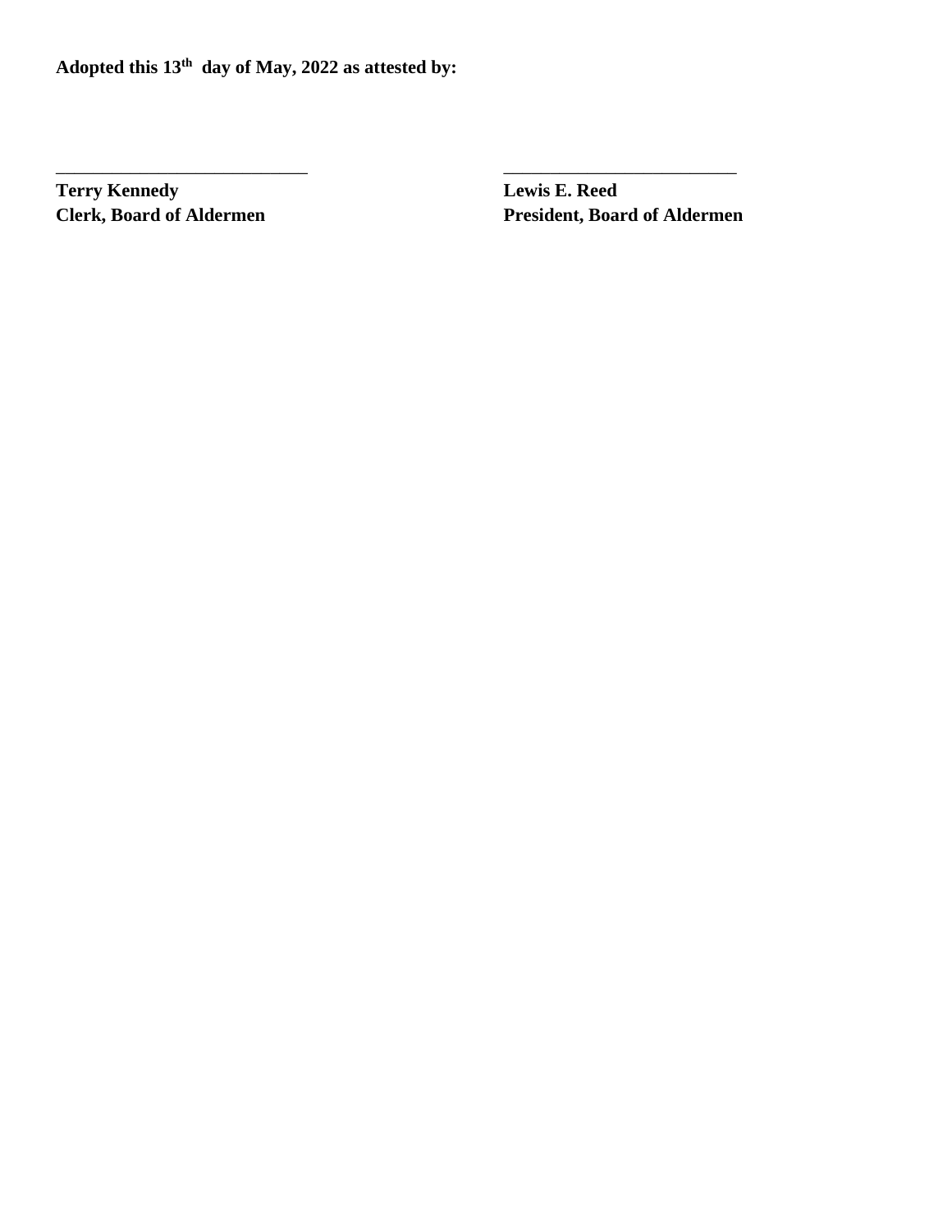**Adopted this 13th day of May, 2022 as attested by:**

| | |
|---|---|
| ____________________________ | __________________________ |
| **Terry Kennedy** | **Lewis E. Reed** |
| **Clerk, Board of Aldermen** | **President, Board of Aldermen** |